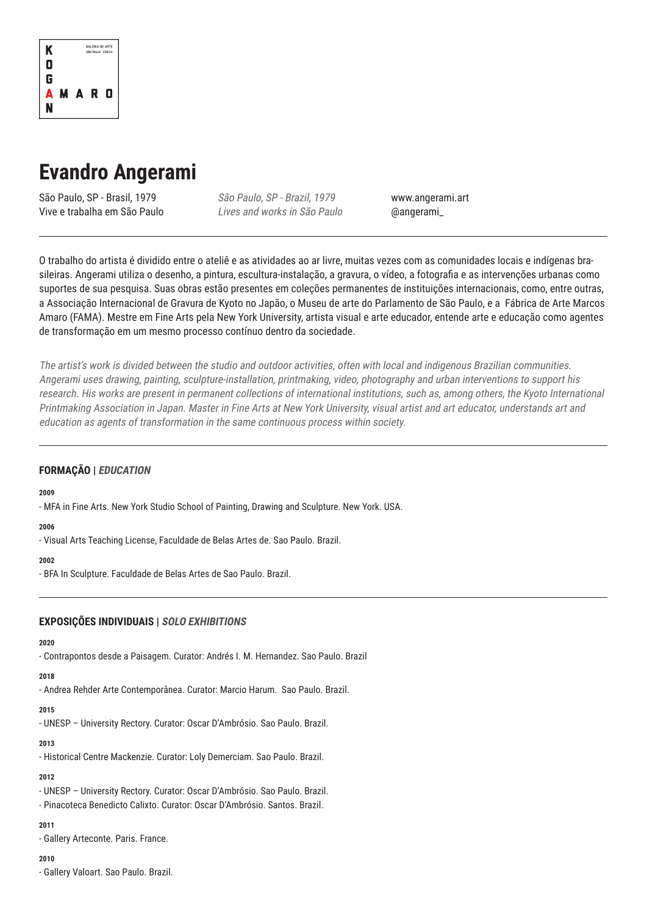KOGAN AMARO
GALERIA DE ARTE
SÃO PAULO ZÜRICH

# Evandro Angerami

São Paulo, SP - Brasil, 1979
Vive e trabalha em São Paulo

*São Paulo, SP - Brazil, 1979*
*Lives and works in São Paulo*

www.angerami.art
@angerami_

---

O trabalho do artista é dividido entre o ateliê e as atividades ao ar livre, muitas vezes com as comunidades locais e indígenas brasileiras. Angerami utiliza o desenho, a pintura, escultura-instalação, a gravura, o vídeo, a fotografia e as intervenções urbanas como suportes de sua pesquisa. Suas obras estão presentes em coleções permanentes de instituições internacionais, como, entre outras, a Associação Internacional de Gravura de Kyoto no Japão, o Museu de arte do Parlamento de São Paulo, e a Fábrica de Arte Marcos Amaro (FAMA). Mestre em Fine Arts pela New York University, artista visual e arte educador, entende arte e educação como agentes de transformação em um mesmo processo contínuo dentro da sociedade.

*The artist's work is divided between the studio and outdoor activities, often with local and indigenous Brazilian communities. Angerami uses drawing, painting, sculpture-installation, printmaking, video, photography and urban interventions to support his research. His works are present in permanent collections of international institutions, such as, among others, the Kyoto International Printmaking Association in Japan. Master in Fine Arts at New York University, visual artist and art educator, understands art and education as agents of transformation in the same continuous process within society.*

---

## FORMAÇÃO | *EDUCATION*

**2009**

- MFA in Fine Arts. New York Studio School of Painting, Drawing and Sculpture. New York. USA.

**2006**

- Visual Arts Teaching License, Faculdade de Belas Artes de. Sao Paulo. Brazil.

**2002**

- BFA In Sculpture. Faculdade de Belas Artes de Sao Paulo. Brazil.

---

## EXPOSIÇÕES INDIVIDUAIS | *SOLO EXHIBITIONS*

**2020**

- Contrapontos desde a Paisagem. Curator: Andrés I. M. Hernandez. Sao Paulo. Brazil

**2018**

- Andrea Rehder Arte Contemporânea. Curator: Marcio Harum. Sao Paulo. Brazil.

**2015**

- UNESP – University Rectory. Curator: Oscar D'Ambrósio. Sao Paulo. Brazil.

**2013**

- Historical Centre Mackenzie. Curator: Loly Demerciam. Sao Paulo. Brazil.

**2012**

- UNESP – University Rectory. Curator: Oscar D'Ambrósio. Sao Paulo. Brazil.
- Pinacoteca Benedicto Calixto. Curator: Oscar D'Ambrósio. Santos. Brazil.

**2011**

- Gallery Arteconte. Paris. France.

**2010**

- Gallery Valoart. Sao Paulo. Brazil.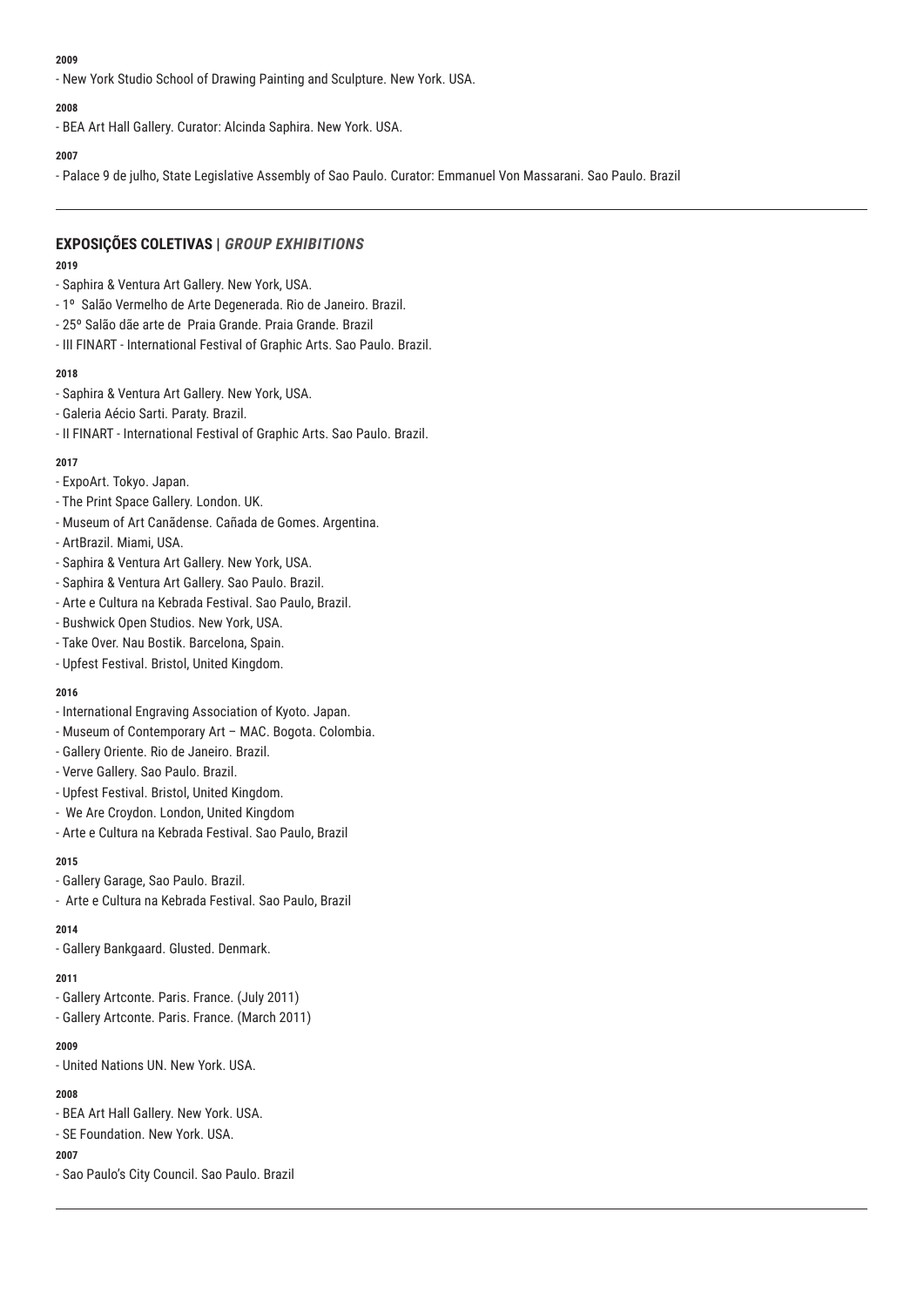**2009**

- New York Studio School of Drawing Painting and Sculpture. New York. USA.

**2008**

- BEA Art Hall Gallery. Curator: Alcinda Saphira. New York. USA.

**2007**

- Palace 9 de julho, State Legislative Assembly of Sao Paulo. Curator: Emmanuel Von Massarani. Sao Paulo. Brazil

---

## EXPOSIÇÕES COLETIVAS | *GROUP EXHIBITIONS*

**2019**

- Saphira & Ventura Art Gallery. New York, USA.
- 1º Salão Vermelho de Arte Degenerada. Rio de Janeiro. Brazil.
- 25º Salão dãe arte de Praia Grande. Praia Grande. Brazil
- III FINART - International Festival of Graphic Arts. Sao Paulo. Brazil.

**2018**

- Saphira & Ventura Art Gallery. New York, USA.
- Galeria Aécio Sarti. Paraty. Brazil.
- II FINART - International Festival of Graphic Arts. Sao Paulo. Brazil.

**2017**

- ExpoArt. Tokyo. Japan.
- The Print Space Gallery. London. UK.
- Museum of Art Canãdense. Cañada de Gomes. Argentina.
- ArtBrazil. Miami, USA.
- Saphira & Ventura Art Gallery. New York, USA.
- Saphira & Ventura Art Gallery. Sao Paulo. Brazil.
- Arte e Cultura na Kebrada Festival. Sao Paulo, Brazil.
- Bushwick Open Studios. New York, USA.
- Take Over. Nau Bostik. Barcelona, Spain.
- Upfest Festival. Bristol, United Kingdom.

**2016**

- International Engraving Association of Kyoto. Japan.
- Museum of Contemporary Art – MAC. Bogota. Colombia.
- Gallery Oriente. Rio de Janeiro. Brazil.
- Verve Gallery. Sao Paulo. Brazil.
- Upfest Festival. Bristol, United Kingdom.
- We Are Croydon. London, United Kingdom
- Arte e Cultura na Kebrada Festival. Sao Paulo, Brazil

**2015**

- Gallery Garage, Sao Paulo. Brazil.
- Arte e Cultura na Kebrada Festival. Sao Paulo, Brazil

**2014**

- Gallery Bankgaard. Glusted. Denmark.

**2011**

- Gallery Artconte. Paris. France. (July 2011)
- Gallery Artconte. Paris. France. (March 2011)

**2009**

- United Nations UN. New York. USA.

**2008**

- BEA Art Hall Gallery. New York. USA.
- SE Foundation. New York. USA.

**2007**

- Sao Paulo's City Council. Sao Paulo. Brazil

---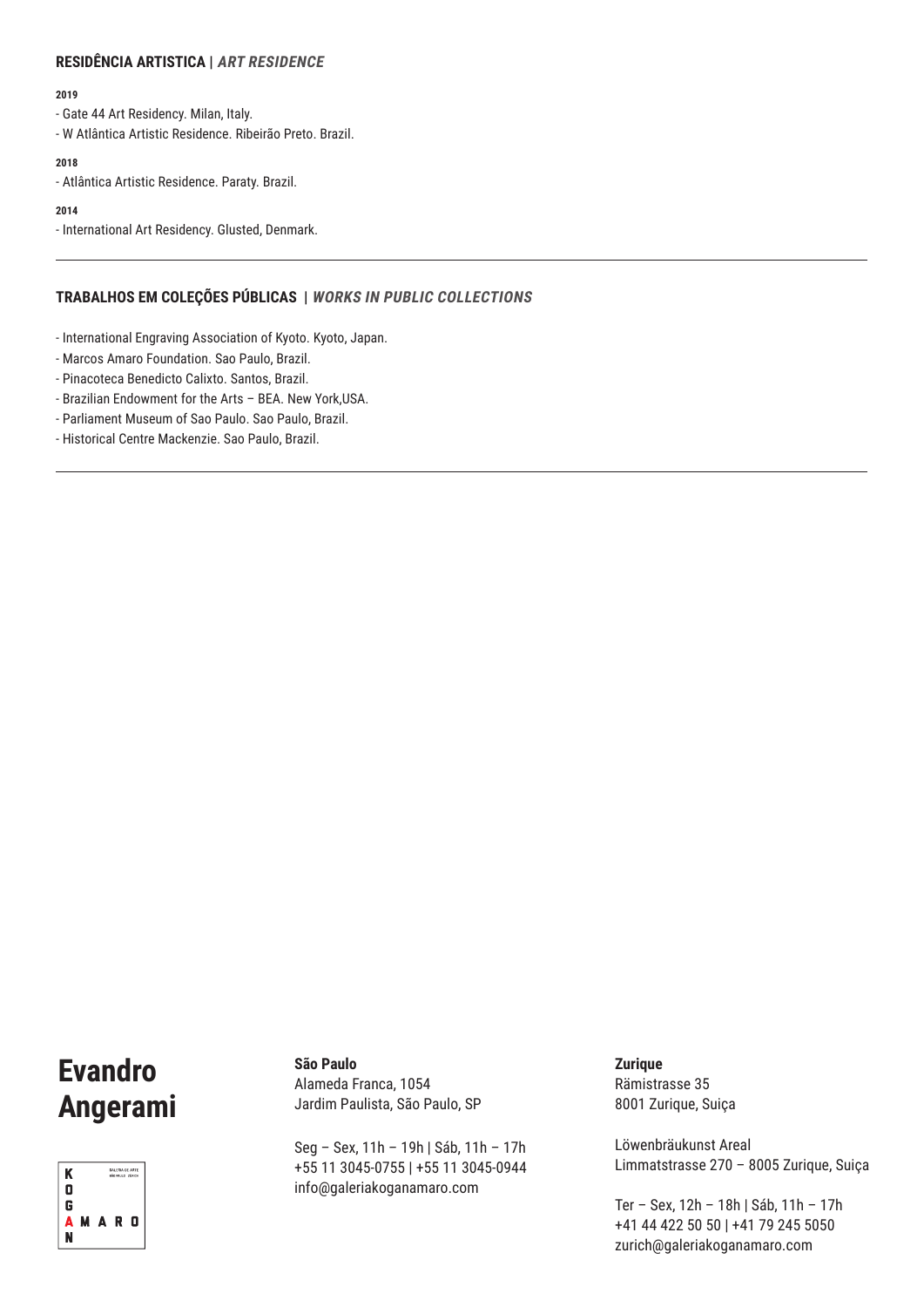## RESIDÊNCIA ARTISTICA | *ART RESIDENCE*

**2019**

- Gate 44 Art Residency. Milan, Italy.
- W Atlântica Artistic Residence. Ribeirão Preto. Brazil.

**2018**

- Atlântica Artistic Residence. Paraty. Brazil.

**2014**

- International Art Residency. Glusted, Denmark.

---

## TRABALHOS EM COLEÇÕES PÚBLICAS | *WORKS IN PUBLIC COLLECTIONS*

- International Engraving Association of Kyoto. Kyoto, Japan.
- Marcos Amaro Foundation. Sao Paulo, Brazil.
- Pinacoteca Benedicto Calixto. Santos, Brazil.
- Brazilian Endowment for the Arts – BEA. New York,USA.
- Parliament Museum of Sao Paulo. Sao Paulo, Brazil.
- Historical Centre Mackenzie. Sao Paulo, Brazil.

---

# Evandro Angerami

KOGAN AMARO
GALERIA DE ARTE
SÃO PAULO ZURICH

**São Paulo**
Alameda Franca, 1054
Jardim Paulista, São Paulo, SP

Seg – Sex, 11h – 19h | Sáb, 11h – 17h
+55 11 3045-0755 | +55 11 3045-0944
info@galeriakoganamaro.com

**Zurique**
Rämistrasse 35
8001 Zurique, Suiça

Löwenbräukunst Areal
Limmatstrasse 270 – 8005 Zurique, Suiça

Ter – Sex, 12h – 18h | Sáb, 11h – 17h
+41 44 422 50 50 | +41 79 245 5050
zurich@galeriakoganamaro.com